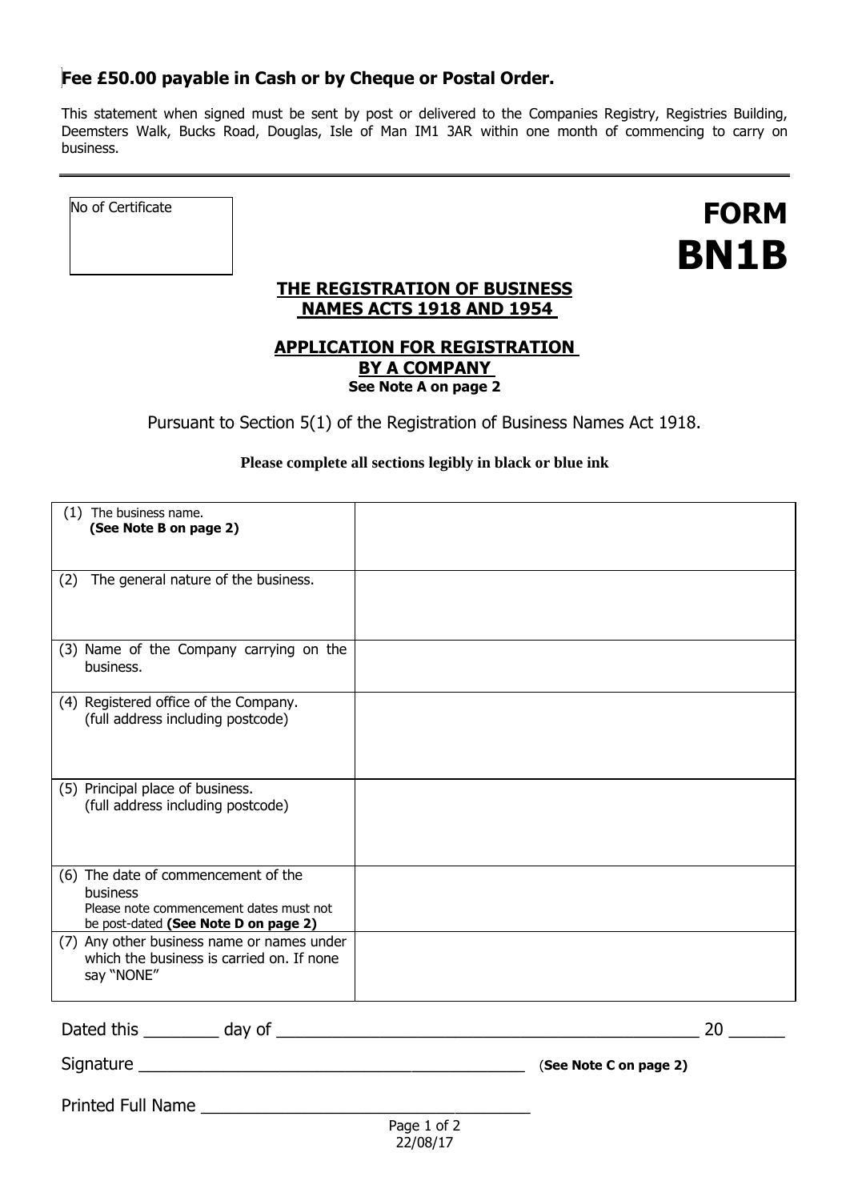**Fee £50.00 payable in Cash or by Cheque or Postal Order.**

This statement when signed must be sent by post or delivered to the Companies Registry, Registries Building, Deemsters Walk, Bucks Road, Douglas, Isle of Man IM1 3AR within one month of commencing to carry on business.

---

| No of Certificate |
|---|
| |

# FORM BN1B

## THE REGISTRATION OF BUSINESS NAMES ACTS 1918 AND 1954

## APPLICATION FOR REGISTRATION BY A COMPANY

**See Note A on page 2**

Pursuant to Section 5(1) of the Registration of Business Names Act 1918.

**Please complete all sections legibly in black or blue ink**

| | |
|---|---|
| (1) The business name. **(See Note B on page 2)** | |
| (2) The general nature of the business. | |
| (3) Name of the Company carrying on the business. | |
| (4) Registered office of the Company. (full address including postcode) | |
| (5) Principal place of business. (full address including postcode) | |
| (6) The date of commencement of the business. Please note commencement dates must not be post-dated **(See Note D on page 2)** | |
| (7) Any other business name or names under which the business is carried on. If none say "NONE" | |

Dated this ________ day of ______________________________________________ 20 ______

Signature __________________________________________ (**See Note C on page 2**)

Printed Full Name ___________________________________

22/08/17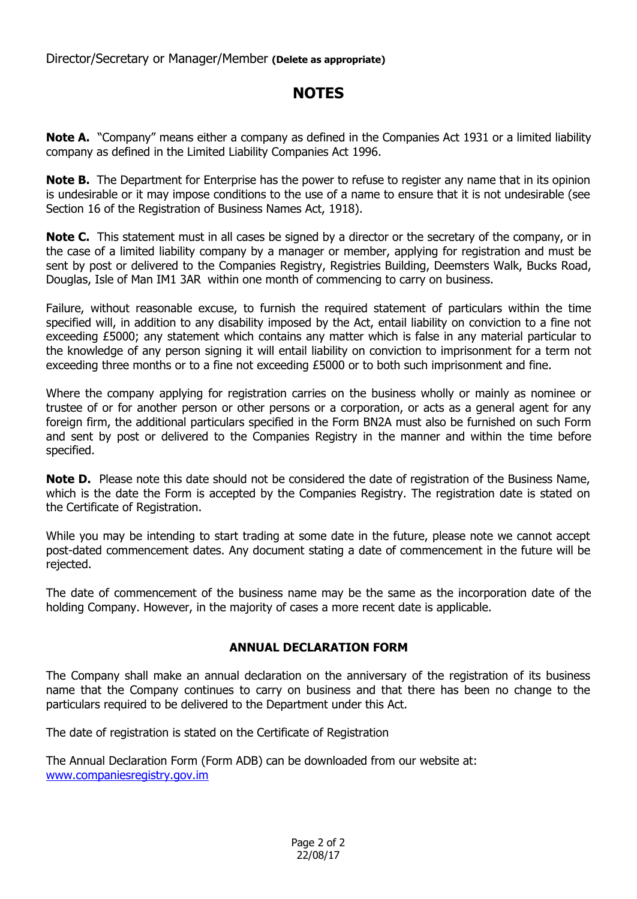Director/Secretary or Manager/Member **(Delete as appropriate)**

## NOTES

**Note A.** "Company" means either a company as defined in the Companies Act 1931 or a limited liability company as defined in the Limited Liability Companies Act 1996.

**Note B.** The Department for Enterprise has the power to refuse to register any name that in its opinion is undesirable or it may impose conditions to the use of a name to ensure that it is not undesirable (see Section 16 of the Registration of Business Names Act, 1918).

**Note C.** This statement must in all cases be signed by a director or the secretary of the company, or in the case of a limited liability company by a manager or member, applying for registration and must be sent by post or delivered to the Companies Registry, Registries Building, Deemsters Walk, Bucks Road, Douglas, Isle of Man IM1 3AR within one month of commencing to carry on business.

Failure, without reasonable excuse, to furnish the required statement of particulars within the time specified will, in addition to any disability imposed by the Act, entail liability on conviction to a fine not exceeding £5000; any statement which contains any matter which is false in any material particular to the knowledge of any person signing it will entail liability on conviction to imprisonment for a term not exceeding three months or to a fine not exceeding £5000 or to both such imprisonment and fine.

Where the company applying for registration carries on the business wholly or mainly as nominee or trustee of or for another person or other persons or a corporation, or acts as a general agent for any foreign firm, the additional particulars specified in the Form BN2A must also be furnished on such Form and sent by post or delivered to the Companies Registry in the manner and within the time before specified.

**Note D.** Please note this date should not be considered the date of registration of the Business Name, which is the date the Form is accepted by the Companies Registry. The registration date is stated on the Certificate of Registration.

While you may be intending to start trading at some date in the future, please note we cannot accept post-dated commencement dates. Any document stating a date of commencement in the future will be rejected.

The date of commencement of the business name may be the same as the incorporation date of the holding Company. However, in the majority of cases a more recent date is applicable.

### ANNUAL DECLARATION FORM

The Company shall make an annual declaration on the anniversary of the registration of its business name that the Company continues to carry on business and that there has been no change to the particulars required to be delivered to the Department under this Act.

The date of registration is stated on the Certificate of Registration

The Annual Declaration Form (Form ADB) can be downloaded from our website at:
www.companiesregistry.gov.im

22/08/17